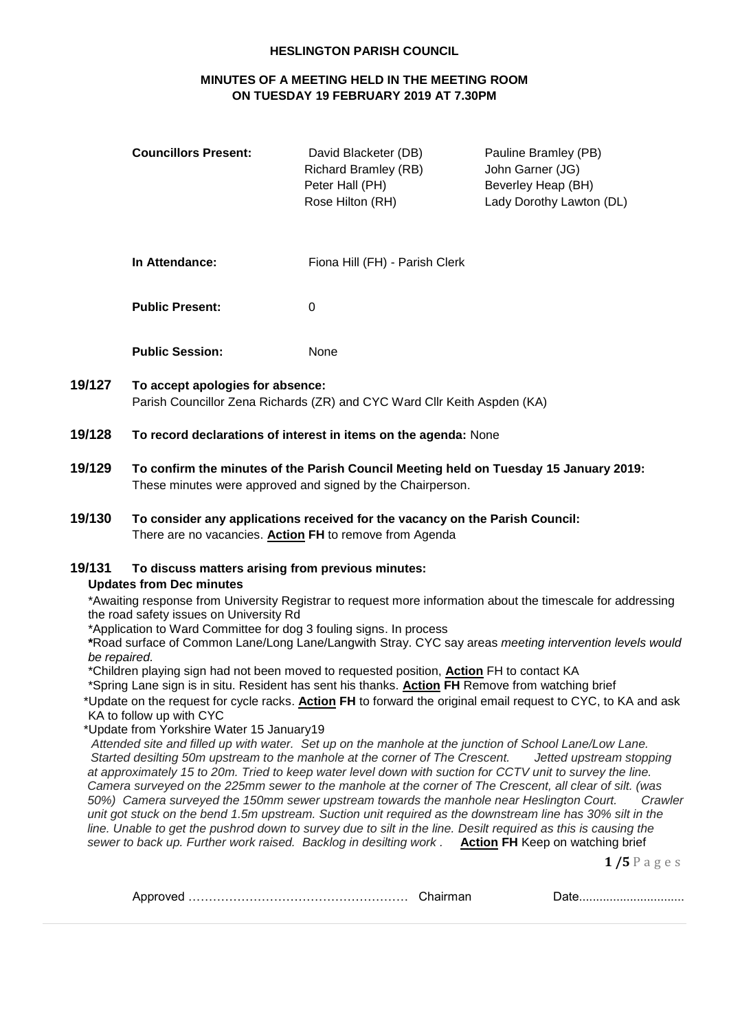**HESLINGTON PARISH COUNCIL**

**MINUTES OF A MEETING HELD IN THE MEETING ROOM ON TUESDAY 19 FEBRUARY 2019 AT 7.30PM**

| **Councillors Present:** | David Blacketer (DB) | Pauline Bramley (PB) |
|---|---|---|
| | Richard Bramley (RB) | John Garner (JG) |
| | Peter Hall (PH) | Beverley Heap (BH) |
| | Rose Hilton (RH) | Lady Dorothy Lawton (DL) |

**In Attendance:** Fiona Hill (FH) - Parish Clerk

**Public Present:** 0

**Public Session:** None

**19/127 To accept apologies for absence:**
Parish Councillor Zena Richards (ZR) and CYC Ward Cllr Keith Aspden (KA)

**19/128 To record declarations of interest in items on the agenda:** None

**19/129 To confirm the minutes of the Parish Council Meeting held on Tuesday 15 January 2019:**
These minutes were approved and signed by the Chairperson.

**19/130 To consider any applications received for the vacancy on the Parish Council:**
There are no vacancies. **Action FH** to remove from Agenda

**19/131 To discuss matters arising from previous minutes:**

**Updates from Dec minutes**

*Awaiting response from University Registrar to request more information about the timescale for addressing the road safety issues on University Rd

*Application to Ward Committee for dog 3 fouling signs. In process

***Road surface of Common Lane/Long Lane/Langwith Stray. CYC say areas *meeting intervention levels would be repaired.*

*Children playing sign had not been moved to requested position, **Action** FH to contact KA

*Spring Lane sign is in situ. Resident has sent his thanks. **Action FH** Remove from watching brief

*Update on the request for cycle racks. **Action FH** to forward the original email request to CYC, to KA and ask KA to follow up with CYC

*Update from Yorkshire Water 15 January19

*Attended site and filled up with water. Set up on the manhole at the junction of School Lane/Low Lane. Started desilting 50m upstream to the manhole at the corner of The Crescent. Jetted upstream stopping at approximately 15 to 20m. Tried to keep water level down with suction for CCTV unit to survey the line. Camera surveyed on the 225mm sewer to the manhole at the corner of The Crescent, all clear of silt. (was 50%) Camera surveyed the 150mm sewer upstream towards the manhole near Heslington Court. Crawler unit got stuck on the bend 1.5m upstream. Suction unit required as the downstream line has 30% silt in the line. Unable to get the pushrod down to survey due to silt in the line. Desilt required as this is causing the sewer to back up. Further work raised. Backlog in desilting work .* **Action FH** Keep on watching brief

Approved …………………………………………… Chairman Date..............................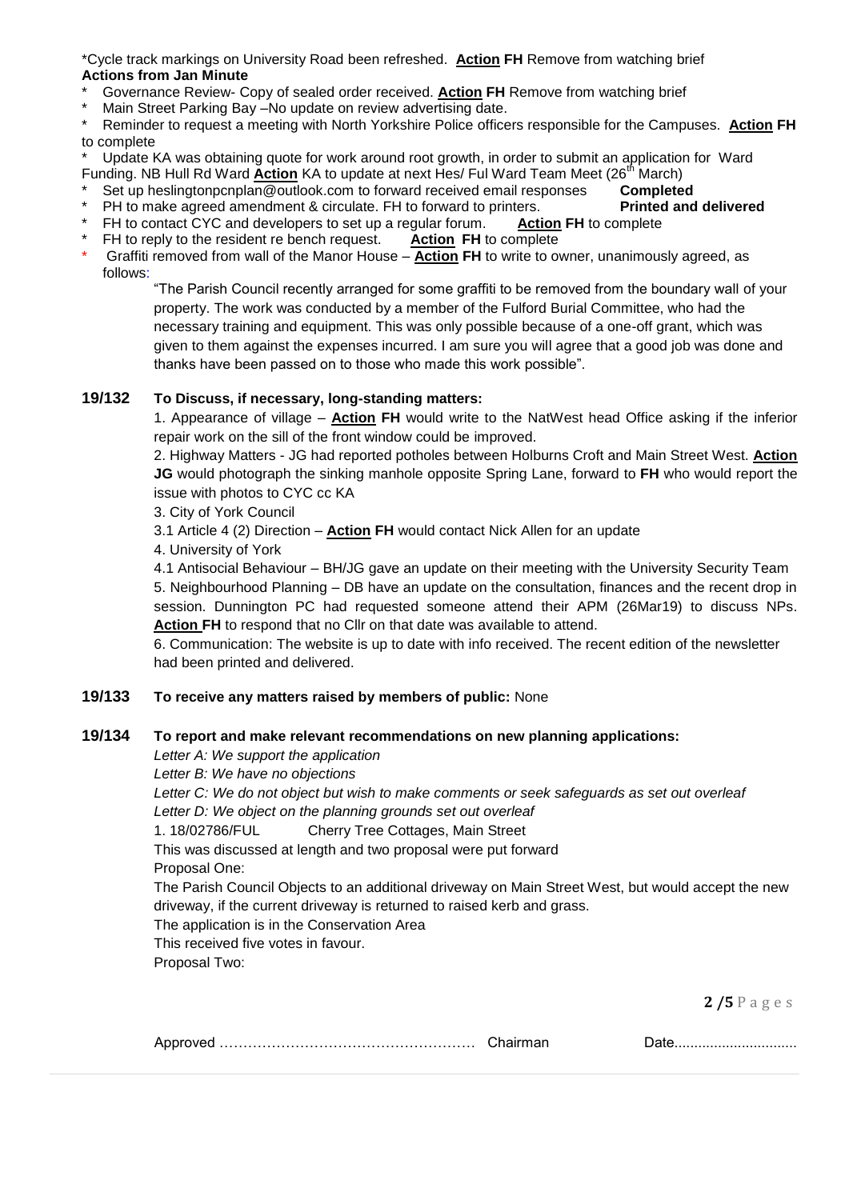*Cycle track markings on University Road been refreshed. **Action FH** Remove from watching brief

**Actions from Jan Minute**

- Governance Review- Copy of sealed order received. **Action FH** Remove from watching brief
- Main Street Parking Bay –No update on review advertising date.
- Reminder to request a meeting with North Yorkshire Police officers responsible for the Campuses. **Action FH** to complete
- Update KA was obtaining quote for work around root growth, in order to submit an application for Ward Funding. NB Hull Rd Ward **Action** KA to update at next Hes/ Ful Ward Team Meet (26th March)
- Set up heslingtonpcnplan@outlook.com to forward received email responses **Completed**
- PH to make agreed amendment & circulate. FH to forward to printers. **Printed and delivered**
- FH to contact CYC and developers to set up a regular forum. **Action FH** to complete
- FH to reply to the resident re bench request. **Action FH** to complete
- Graffiti removed from wall of the Manor House – **Action FH** to write to owner, unanimously agreed, as follows:

  "The Parish Council recently arranged for some graffiti to be removed from the boundary wall of your property. The work was conducted by a member of the Fulford Burial Committee, who had the necessary training and equipment. This was only possible because of a one-off grant, which was given to them against the expenses incurred. I am sure you will agree that a good job was done and thanks have been passed on to those who made this work possible".

## 19/132 To Discuss, if necessary, long-standing matters:

1. Appearance of village – **Action FH** would write to the NatWest head Office asking if the inferior repair work on the sill of the front window could be improved.

2. Highway Matters - JG had reported potholes between Holburns Croft and Main Street West. **Action JG** would photograph the sinking manhole opposite Spring Lane, forward to **FH** who would report the issue with photos to CYC cc KA

3. City of York Council

3.1 Article 4 (2) Direction – **Action FH** would contact Nick Allen for an update

4. University of York

4.1 Antisocial Behaviour – BH/JG gave an update on their meeting with the University Security Team

5. Neighbourhood Planning – DB have an update on the consultation, finances and the recent drop in session. Dunnington PC had requested someone attend their APM (26Mar19) to discuss NPs. **Action FH** to respond that no Cllr on that date was available to attend.

6. Communication: The website is up to date with info received. The recent edition of the newsletter had been printed and delivered.

## 19/133 To receive any matters raised by members of public: None

## 19/134 To report and make relevant recommendations on new planning applications:

*Letter A: We support the application*

*Letter B: We have no objections*

*Letter C: We do not object but wish to make comments or seek safeguards as set out overleaf*

*Letter D: We object on the planning grounds set out overleaf*

1. 18/02786/FUL Cherry Tree Cottages, Main Street

This was discussed at length and two proposal were put forward

Proposal One:

The Parish Council Objects to an additional driveway on Main Street West, but would accept the new driveway, if the current driveway is returned to raised kerb and grass.

The application is in the Conservation Area

This received five votes in favour.

Proposal Two:

Approved …………………………………………… Chairman Date...............................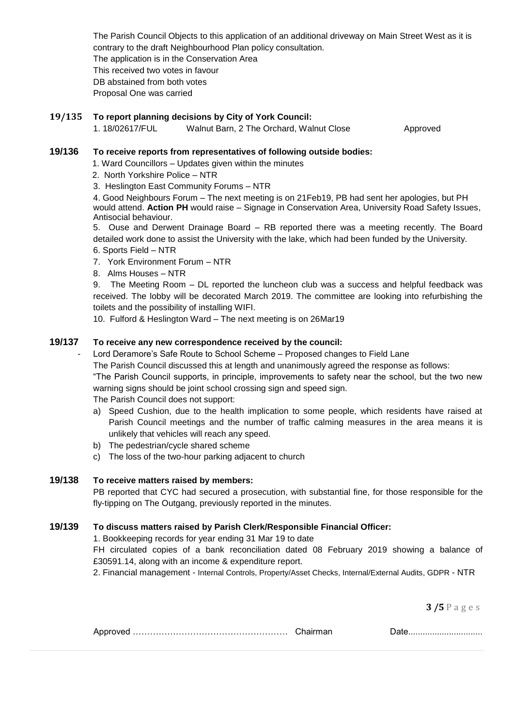The Parish Council Objects to this application of an additional driveway on Main Street West as it is contrary to the draft Neighbourhood Plan policy consultation.
The application is in the Conservation Area
This received two votes in favour
DB abstained from both votes
Proposal One was carried

## 19/135 To report planning decisions by City of York Council:

1. 18/02617/FUL Walnut Barn, 2 The Orchard, Walnut Close Approved

## 19/136 To receive reports from representatives of following outside bodies:

1. Ward Councillors – Updates given within the minutes
2. North Yorkshire Police – NTR
3. Heslington East Community Forums – NTR
4. Good Neighbours Forum – The next meeting is on 21Feb19, PB had sent her apologies, but PH would attend. **Action PH** would raise – Signage in Conservation Area, University Road Safety Issues, Antisocial behaviour.
5. Ouse and Derwent Drainage Board – RB reported there was a meeting recently. The Board detailed work done to assist the University with the lake, which had been funded by the University.
6. Sports Field – NTR
7. York Environment Forum – NTR
8. Alms Houses – NTR
9. The Meeting Room – DL reported the luncheon club was a success and helpful feedback was received. The lobby will be decorated March 2019. The committee are looking into refurbishing the toilets and the possibility of installing WIFI.
10. Fulford & Heslington Ward – The next meeting is on 26Mar19

## 19/137 To receive any new correspondence received by the council:

- Lord Deramore's Safe Route to School Scheme – Proposed changes to Field Lane

The Parish Council discussed this at length and unanimously agreed the response as follows:
"The Parish Council supports, in principle, improvements to safety near the school, but the two new warning signs should be joint school crossing sign and speed sign.
The Parish Council does not support:

a) Speed Cushion, due to the health implication to some people, which residents have raised at Parish Council meetings and the number of traffic calming measures in the area means it is unlikely that vehicles will reach any speed.
b) The pedestrian/cycle shared scheme
c) The loss of the two-hour parking adjacent to church

## 19/138 To receive matters raised by members:

PB reported that CYC had secured a prosecution, with substantial fine, for those responsible for the fly-tipping on The Outgang, previously reported in the minutes.

## 19/139 To discuss matters raised by Parish Clerk/Responsible Financial Officer:

1. Bookkeeping records for year ending 31 Mar 19 to date

FH circulated copies of a bank reconciliation dated 08 February 2019 showing a balance of £30591.14, along with an income & expenditure report.

2. Financial management - Internal Controls, Property/Asset Checks, Internal/External Audits, GDPR - NTR

Approved ……………………………………………… Chairman Date..............................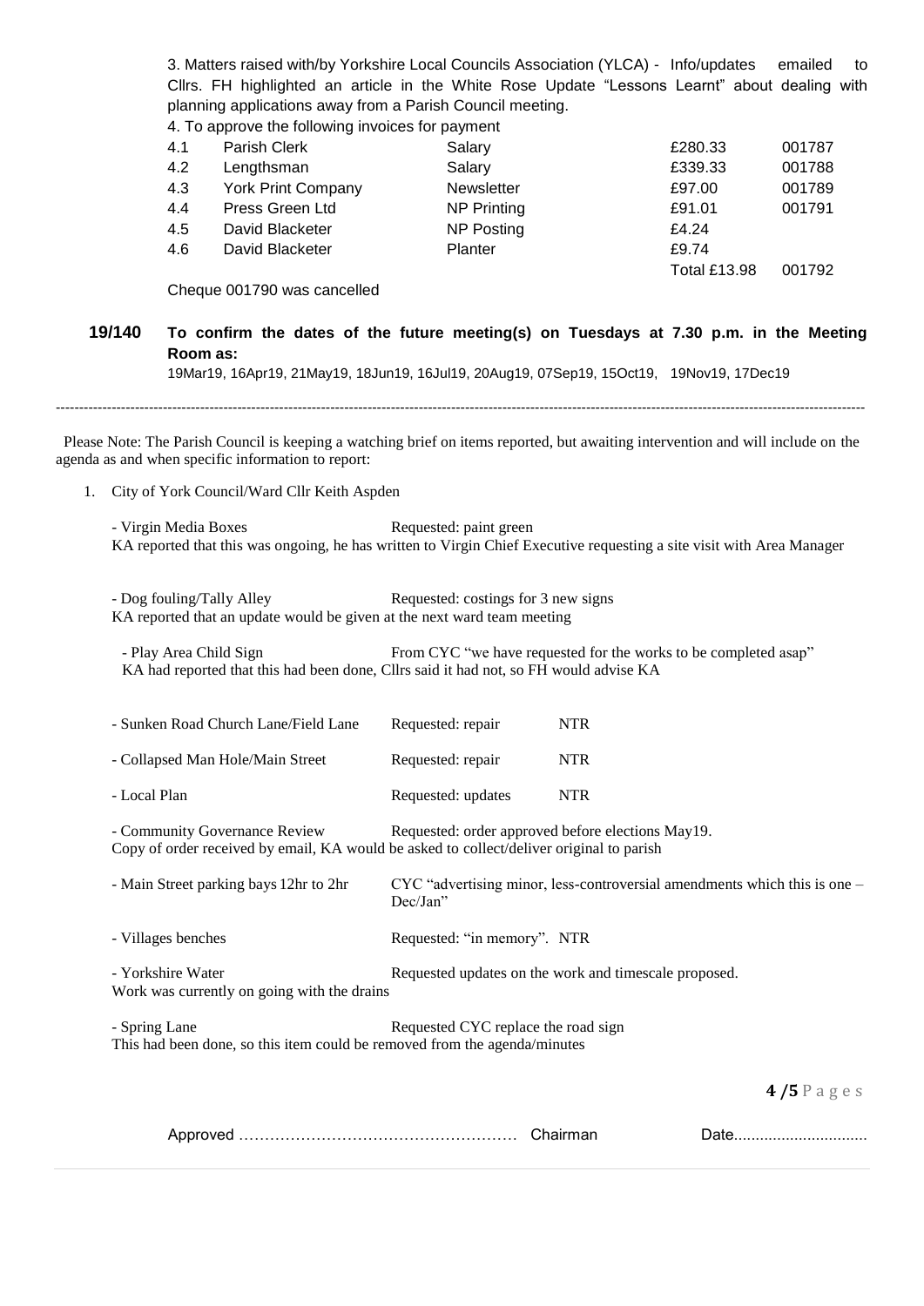3. Matters raised with/by Yorkshire Local Councils Association (YLCA) - Info/updates emailed to Cllrs. FH highlighted an article in the White Rose Update "Lessons Learnt" about dealing with planning applications away from a Parish Council meeting.

4. To approve the following invoices for payment

| | | | | |
|---|---|---|---|---|
| 4.1 | Parish Clerk | Salary | £280.33 | 001787 |
| 4.2 | Lengthsman | Salary | £339.33 | 001788 |
| 4.3 | York Print Company | Newsletter | £97.00 | 001789 |
| 4.4 | Press Green Ltd | NP Printing | £91.01 | 001791 |
| 4.5 | David Blacketer | NP Posting | £4.24 | |
| 4.6 | David Blacketer | Planter | £9.74 | |
| | | | Total £13.98 | 001792 |

Cheque 001790 was cancelled

**19/140 To confirm the dates of the future meeting(s) on Tuesdays at 7.30 p.m. in the Meeting Room as:**

19Mar19, 16Apr19, 21May19, 18Jun19, 16Jul19, 20Aug19, 07Sep19, 15Oct19, 19Nov19, 17Dec19

---

Please Note: The Parish Council is keeping a watching brief on items reported, but awaiting intervention and will include on the agenda as and when specific information to report:

1. City of York Council/Ward Cllr Keith Aspden

- Virgin Media Boxes — Requested: paint green

KA reported that this was ongoing, he has written to Virgin Chief Executive requesting a site visit with Area Manager

- Dog fouling/Tally Alley — Requested: costings for 3 new signs

KA reported that an update would be given at the next ward team meeting

- Play Area Child Sign — From CYC "we have requested for the works to be completed asap"

KA had reported that this had been done, Cllrs said it had not, so FH would advise KA

- Sunken Road Church Lane/Field Lane — Requested: repair — NTR

- Collapsed Man Hole/Main Street — Requested: repair — NTR

- Local Plan — Requested: updates — NTR

- Community Governance Review — Requested: order approved before elections May19.

Copy of order received by email, KA would be asked to collect/deliver original to parish

- Main Street parking bays 12hr to 2hr — CYC "advertising minor, less-controversial amendments which this is one – Dec/Jan"

- Villages benches — Requested: "in memory". NTR

- Yorkshire Water — Requested updates on the work and timescale proposed.

Work was currently on going with the drains

- Spring Lane — Requested CYC replace the road sign

This had been done, so this item could be removed from the agenda/minutes

Approved ……………………………………………… Chairman Date...............................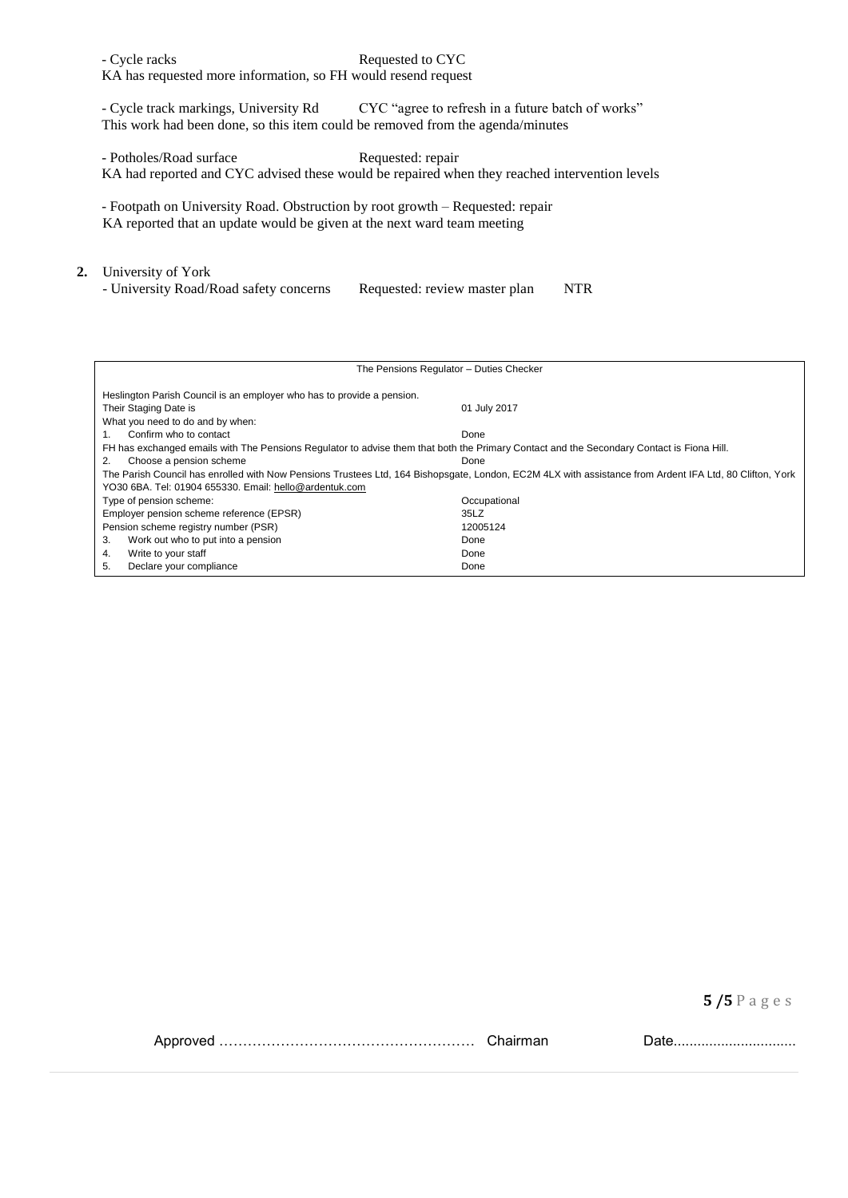- Cycle racks Requested to CYC

KA has requested more information, so FH would resend request

- Cycle track markings, University Rd CYC "agree to refresh in a future batch of works"

This work had been done, so this item could be removed from the agenda/minutes

- Potholes/Road surface Requested: repair

KA had reported and CYC advised these would be repaired when they reached intervention levels

- Footpath on University Road. Obstruction by root growth – Requested: repair

KA reported that an update would be given at the next ward team meeting

**2.** University of York

- University Road/Road safety concerns Requested: review master plan NTR

| The Pensions Regulator – Duties Checker | |
|---|---|
| Heslington Parish Council is an employer who has to provide a pension. | |
| Their Staging Date is | 01 July 2017 |
| What you need to do and by when: | |
| 1. Confirm who to contact | Done |
| FH has exchanged emails with The Pensions Regulator to advise them that both the Primary Contact and the Secondary Contact is Fiona Hill. | |
| 2. Choose a pension scheme | Done |
| The Parish Council has enrolled with Now Pensions Trustees Ltd, 164 Bishopsgate, London, EC2M 4LX with assistance from Ardent IFA Ltd, 80 Clifton, York YO30 6BA. Tel: 01904 655330. Email: hello@ardentuk.com | |
| Type of pension scheme: | Occupational |
| Employer pension scheme reference (EPSR) | 35LZ |
| Pension scheme registry number (PSR) | 12005124 |
| 3. Work out who to put into a pension | Done |
| 4. Write to your staff | Done |
| 5. Declare your compliance | Done |

Approved …………………………………………… Chairman Date..............................